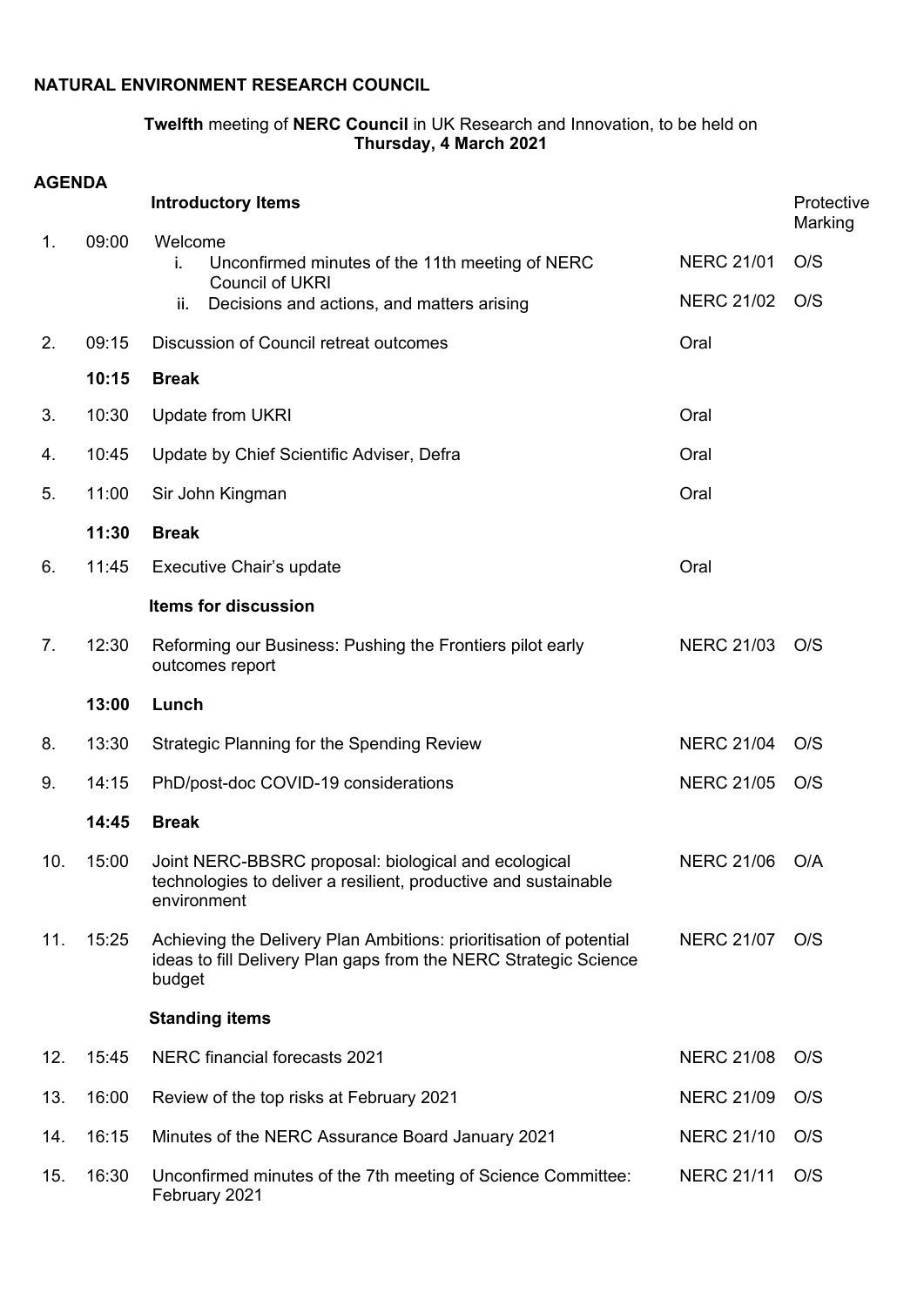**NATURAL ENVIRONMENT RESEARCH COUNCIL**

**Twelfth** meeting of **NERC Council** in UK Research and Innovation, to be held on **Thursday, 4 March 2021**

**AGENDA**

| | | | | |
|---|---|---|---|---|
| | | **Introductory Items** | | Protective Marking |
| 1. | 09:00 | Welcome | | |
| | | i. Unconfirmed minutes of the 11th meeting of NERC Council of UKRI | NERC 21/01 | O/S |
| | | ii. Decisions and actions, and matters arising | NERC 21/02 | O/S |
| 2. | 09:15 | Discussion of Council retreat outcomes | Oral | |
| | **10:15** | **Break** | | |
| 3. | 10:30 | Update from UKRI | Oral | |
| 4. | 10:45 | Update by Chief Scientific Adviser, Defra | Oral | |
| 5. | 11:00 | Sir John Kingman | Oral | |
| | **11:30** | **Break** | | |
| 6. | 11:45 | Executive Chair's update | Oral | |
| | | **Items for discussion** | | |
| 7. | 12:30 | Reforming our Business: Pushing the Frontiers pilot early outcomes report | NERC 21/03 | O/S |
| | **13:00** | **Lunch** | | |
| 8. | 13:30 | Strategic Planning for the Spending Review | NERC 21/04 | O/S |
| 9. | 14:15 | PhD/post-doc COVID-19 considerations | NERC 21/05 | O/S |
| | **14:45** | **Break** | | |
| 10. | 15:00 | Joint NERC-BBSRC proposal: biological and ecological technologies to deliver a resilient, productive and sustainable environment | NERC 21/06 | O/A |
| 11. | 15:25 | Achieving the Delivery Plan Ambitions: prioritisation of potential ideas to fill Delivery Plan gaps from the NERC Strategic Science budget | NERC 21/07 | O/S |
| | | **Standing items** | | |
| 12. | 15:45 | NERC financial forecasts 2021 | NERC 21/08 | O/S |
| 13. | 16:00 | Review of the top risks at February 2021 | NERC 21/09 | O/S |
| 14. | 16:15 | Minutes of the NERC Assurance Board January 2021 | NERC 21/10 | O/S |
| 15. | 16:30 | Unconfirmed minutes of the 7th meeting of Science Committee: February 2021 | NERC 21/11 | O/S |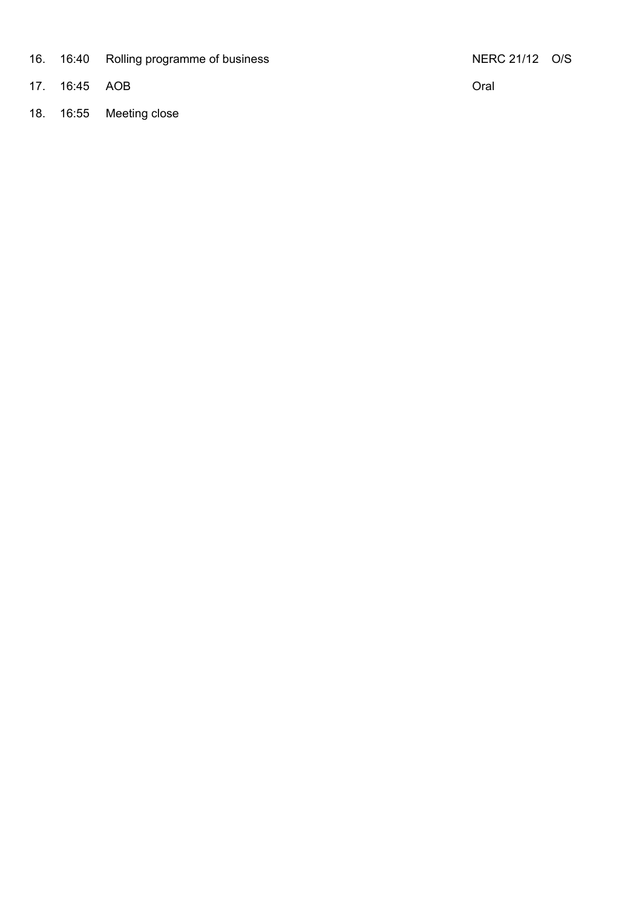| | | | | |
|---|---|---|---|---|
| 16. | 16:40 | Rolling programme of business | NERC 21/12 | O/S |
| 17. | 16:45 | AOB | Oral | |
| 18. | 16:55 | Meeting close | | |